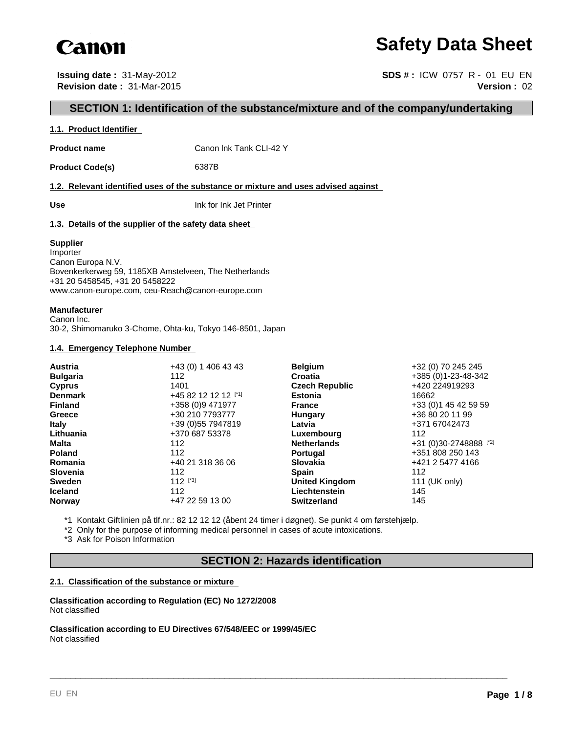Canon

# Safety Data Sheet

**Issuing date :** 31-May-2012
**Revision date :** 31-Mar-2015

**SDS # :** ICW 0757 R - 01 EU EN
**Version :** 02

## SECTION 1: Identification of the substance/mixture and of the company/undertaking

### 1.1. Product Identifier

**Product name** Canon Ink Tank CLI-42 Y

**Product Code(s)** 6387B

### 1.2. Relevant identified uses of the substance or mixture and uses advised against

**Use** Ink for Ink Jet Printer

### 1.3. Details of the supplier of the safety data sheet

**Supplier**
Importer
Canon Europa N.V.
Bovenkerkerweg 59, 1185XB Amstelveen, The Netherlands
+31 20 5458545, +31 20 5458222
www.canon-europe.com, ceu-Reach@canon-europe.com

**Manufacturer**
Canon Inc.
30-2, Shimomaruko 3-Chome, Ohta-ku, Tokyo 146-8501, Japan

### 1.4. Emergency Telephone Number

| Country | Number | Country | Number |
|---|---|---|---|
| **Austria** | +43 (0) 1 406 43 43 | **Belgium** | +32 (0) 70 245 245 |
| **Bulgaria** | 112 | **Croatia** | +385 (0)1-23-48-342 |
| **Cyprus** | 1401 | **Czech Republic** | +420 224919293 |
| **Denmark** | +45 82 12 12 12 [*1] | **Estonia** | 16662 |
| **Finland** | +358 (0)9 471977 | **France** | +33 (0)1 45 42 59 59 |
| **Greece** | +30 210 7793777 | **Hungary** | +36 80 20 11 99 |
| **Italy** | +39 (0)55 7947819 | **Latvia** | +371 67042473 |
| **Lithuania** | +370 687 53378 | **Luxembourg** | 112 |
| **Malta** | 112 | **Netherlands** | +31 (0)30-2748888 [*2] |
| **Poland** | 112 | **Portugal** | +351 808 250 143 |
| **Romania** | +40 21 318 36 06 | **Slovakia** | +421 2 5477 4166 |
| **Slovenia** | 112 | **Spain** | 112 |
| **Sweden** | 112 [*3] | **United Kingdom** | 111 (UK only) |
| **Iceland** | 112 | **Liechtenstein** | 145 |
| **Norway** | +47 22 59 13 00 | **Switzerland** | 145 |

*1 Kontakt Giftlinien på tlf.nr.: 82 12 12 12 (åbent 24 timer i døgnet). Se punkt 4 om førstehjælp.
*2 Only for the purpose of informing medical personnel in cases of acute intoxications.
*3 Ask for Poison Information

## SECTION 2: Hazards identification

### 2.1. Classification of the substance or mixture

**Classification according to Regulation (EC) No 1272/2008**
Not classified

**Classification according to EU Directives 67/548/EEC or 1999/45/EC**
Not classified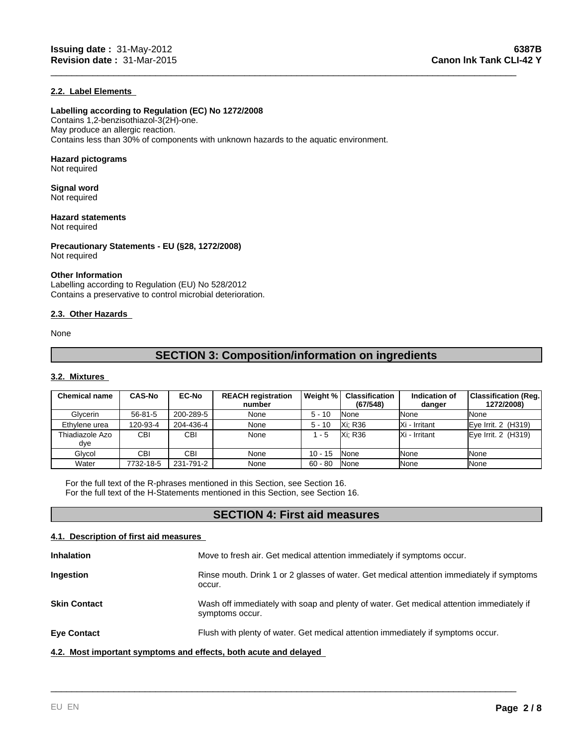### 2.2. Label Elements

**Labelling according to Regulation (EC) No 1272/2008**
Contains 1,2-benzisothiazol-3(2H)-one.
May produce an allergic reaction.
Contains less than 30% of components with unknown hazards to the aquatic environment.

**Hazard pictograms**
Not required

**Signal word**
Not required

**Hazard statements**
Not required

**Precautionary Statements - EU (§28, 1272/2008)**
Not required

**Other Information**
Labelling according to Regulation (EU) No 528/2012
Contains a preservative to control microbial deterioration.

### 2.3. Other Hazards

None

## SECTION 3: Composition/information on ingredients

### 3.2. Mixtures

| Chemical name | CAS-No | EC-No | REACH registration number | Weight % | Classification (67/548) | Indication of danger | Classification (Reg. 1272/2008) |
|---|---|---|---|---|---|---|---|
| Glycerin | 56-81-5 | 200-289-5 | None | 5 - 10 | None | None | None |
| Ethylene urea | 120-93-4 | 204-436-4 | None | 5 - 10 | Xi; R36 | Xi - Irritant | Eye Irrit. 2 (H319) |
| Thiadiazole Azo dye | CBI | CBI | None | 1 - 5 | Xi; R36 | Xi - Irritant | Eye Irrit. 2 (H319) |
| Glycol | CBI | CBI | None | 10 - 15 | None | None | None |
| Water | 7732-18-5 | 231-791-2 | None | 60 - 80 | None | None | None |

For the full text of the R-phrases mentioned in this Section, see Section 16.
For the full text of the H-Statements mentioned in this Section, see Section 16.

## SECTION 4: First aid measures

### 4.1. Description of first aid measures

**Inhalation**
Move to fresh air. Get medical attention immediately if symptoms occur.

**Ingestion**
Rinse mouth. Drink 1 or 2 glasses of water. Get medical attention immediately if symptoms occur.

**Skin Contact**
Wash off immediately with soap and plenty of water. Get medical attention immediately if symptoms occur.

**Eye Contact**
Flush with plenty of water. Get medical attention immediately if symptoms occur.

### 4.2. Most important symptoms and effects, both acute and delayed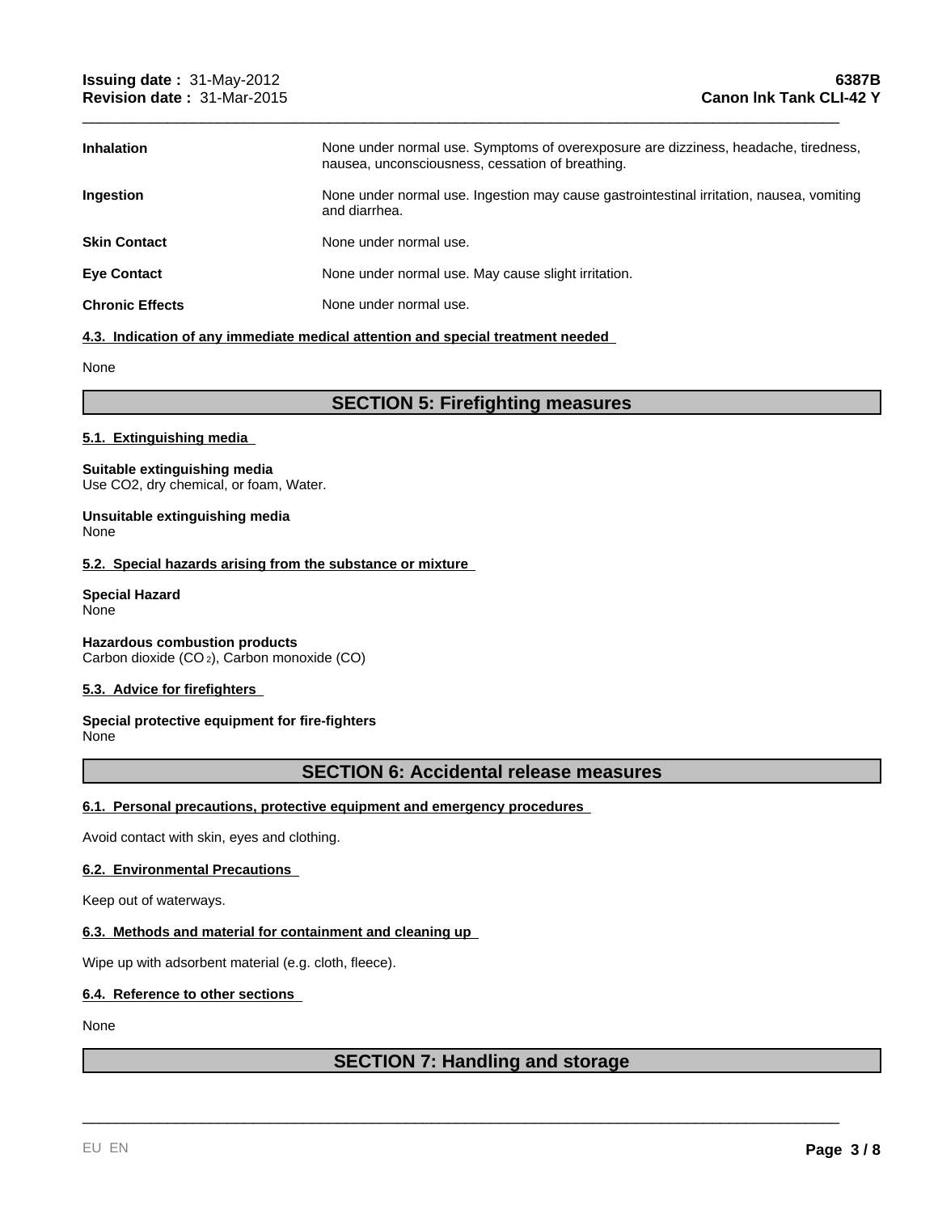| | |
|---|---|
| **Inhalation** | None under normal use. Symptoms of overexposure are dizziness, headache, tiredness, nausea, unconsciousness, cessation of breathing. |
| **Ingestion** | None under normal use. Ingestion may cause gastrointestinal irritation, nausea, vomiting and diarrhea. |
| **Skin Contact** | None under normal use. |
| **Eye Contact** | None under normal use. May cause slight irritation. |
| **Chronic Effects** | None under normal use. |

### 4.3. Indication of any immediate medical attention and special treatment needed

None

## SECTION 5: Firefighting measures

### 5.1. Extinguishing media

**Suitable extinguishing media**
Use CO2, dry chemical, or foam, Water.

**Unsuitable extinguishing media**
None

### 5.2. Special hazards arising from the substance or mixture

**Special Hazard**
None

**Hazardous combustion products**
Carbon dioxide ($CO_2$), Carbon monoxide (CO)

### 5.3. Advice for firefighters

**Special protective equipment for fire-fighters**
None

## SECTION 6: Accidental release measures

### 6.1. Personal precautions, protective equipment and emergency procedures

Avoid contact with skin, eyes and clothing.

### 6.2. Environmental Precautions

Keep out of waterways.

### 6.3. Methods and material for containment and cleaning up

Wipe up with adsorbent material (e.g. cloth, fleece).

### 6.4. Reference to other sections

None

## SECTION 7: Handling and storage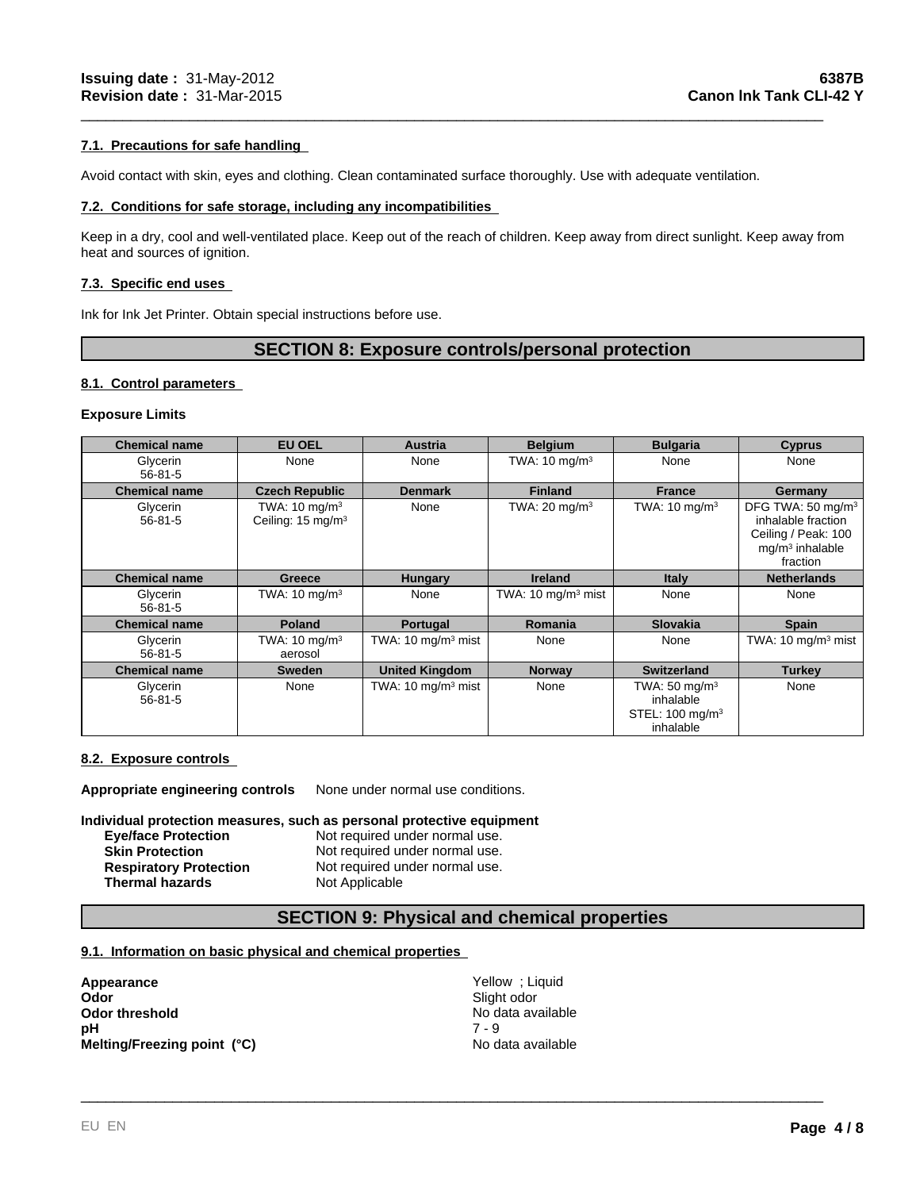### 7.1. Precautions for safe handling

Avoid contact with skin, eyes and clothing. Clean contaminated surface thoroughly. Use with adequate ventilation.

### 7.2. Conditions for safe storage, including any incompatibilities

Keep in a dry, cool and well-ventilated place. Keep out of the reach of children. Keep away from direct sunlight. Keep away from heat and sources of ignition.

### 7.3. Specific end uses

Ink for Ink Jet Printer. Obtain special instructions before use.

## SECTION 8: Exposure controls/personal protection

### 8.1. Control parameters

**Exposure Limits**

| Chemical name | EU OEL | Austria | Belgium | Bulgaria | Cyprus |
|---|---|---|---|---|---|
| Glycerin 56-81-5 | None | None | TWA: 10 mg/m$^3$ | None | None |
| **Chemical name** | **Czech Republic** | **Denmark** | **Finland** | **France** | **Germany** |
| Glycerin 56-81-5 | TWA: 10 mg/m$^3$ Ceiling: 15 mg/m$^3$ | None | TWA: 20 mg/m$^3$ | TWA: 10 mg/m$^3$ | DFG TWA: 50 mg/m$^3$ inhalable fraction Ceiling / Peak: 100 mg/m$^3$ inhalable fraction |
| **Chemical name** | **Greece** | **Hungary** | **Ireland** | **Italy** | **Netherlands** |
| Glycerin 56-81-5 | TWA: 10 mg/m$^3$ | None | TWA: 10 mg/m$^3$ mist | None | None |
| **Chemical name** | **Poland** | **Portugal** | **Romania** | **Slovakia** | **Spain** |
| Glycerin 56-81-5 | TWA: 10 mg/m$^3$ aerosol | TWA: 10 mg/m$^3$ mist | None | None | TWA: 10 mg/m$^3$ mist |
| **Chemical name** | **Sweden** | **United Kingdom** | **Norway** | **Switzerland** | **Turkey** |
| Glycerin 56-81-5 | None | TWA: 10 mg/m$^3$ mist | None | TWA: 50 mg/m$^3$ inhalable STEL: 100 mg/m$^3$ inhalable | None |

### 8.2. Exposure controls

**Appropriate engineering controls** None under normal use conditions.

**Individual protection measures, such as personal protective equipment**

| | |
|---|---|
| **Eye/face Protection** | Not required under normal use. |
| **Skin Protection** | Not required under normal use. |
| **Respiratory Protection** | Not required under normal use. |
| **Thermal hazards** | Not Applicable |

## SECTION 9: Physical and chemical properties

### 9.1. Information on basic physical and chemical properties

| | |
|---|---|
| **Appearance** | Yellow ; Liquid |
| **Odor** | Slight odor |
| **Odor threshold** | No data available |
| **pH** | 7 - 9 |
| **Melting/Freezing point (°C)** | No data available |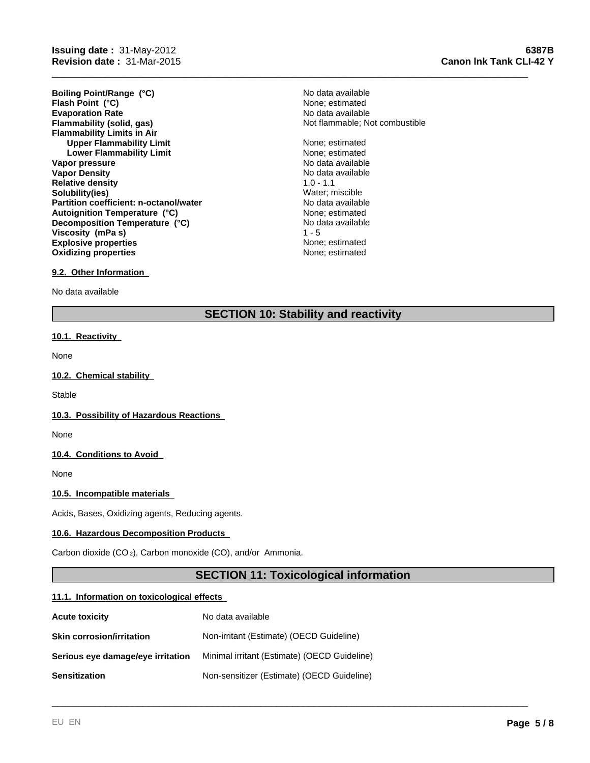| | |
|---|---|
| **Boiling Point/Range (°C)** | No data available |
| **Flash Point (°C)** | None; estimated |
| **Evaporation Rate** | No data available |
| **Flammability (solid, gas)** | Not flammable; Not combustible |
| **Flammability Limits in Air** | |
| **Upper Flammability Limit** | None; estimated |
| **Lower Flammability Limit** | None; estimated |
| **Vapor pressure** | No data available |
| **Vapor Density** | No data available |
| **Relative density** | 1.0 - 1.1 |
| **Solubility(ies)** | Water; miscible |
| **Partition coefficient: n-octanol/water** | No data available |
| **Autoignition Temperature (°C)** | None; estimated |
| **Decomposition Temperature (°C)** | No data available |
| **Viscosity (mPa s)** | 1 - 5 |
| **Explosive properties** | None; estimated |
| **Oxidizing properties** | None; estimated |

### 9.2. Other Information

No data available

## SECTION 10: Stability and reactivity

### 10.1. Reactivity

None

### 10.2. Chemical stability

Stable

### 10.3. Possibility of Hazardous Reactions

None

### 10.4. Conditions to Avoid

None

### 10.5. Incompatible materials

Acids, Bases, Oxidizing agents, Reducing agents.

### 10.6. Hazardous Decomposition Products

Carbon dioxide ($CO_2$), Carbon monoxide (CO), and/or Ammonia.

## SECTION 11: Toxicological information

### 11.1. Information on toxicological effects

| | |
|---|---|
| **Acute toxicity** | No data available |
| **Skin corrosion/irritation** | Non-irritant (Estimate) (OECD Guideline) |
| **Serious eye damage/eye irritation** | Minimal irritant (Estimate) (OECD Guideline) |
| **Sensitization** | Non-sensitizer (Estimate) (OECD Guideline) |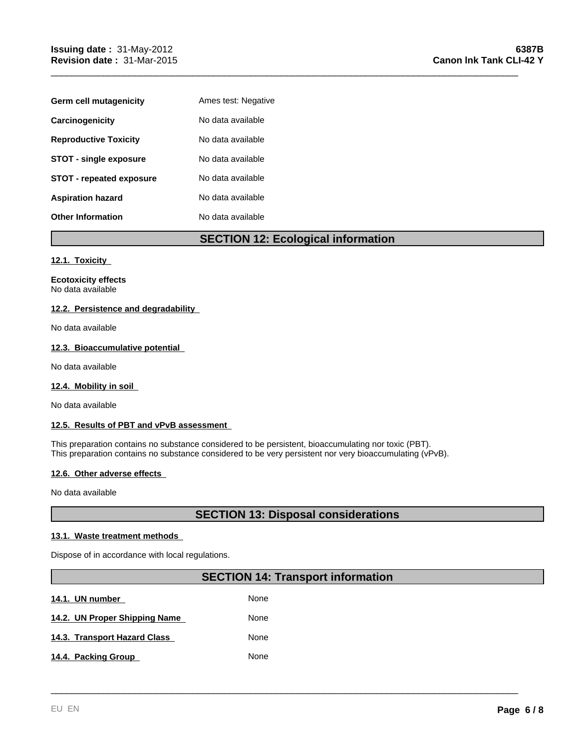| | |
|---|---|
| **Germ cell mutagenicity** | Ames test: Negative |
| **Carcinogenicity** | No data available |
| **Reproductive Toxicity** | No data available |
| **STOT - single exposure** | No data available |
| **STOT - repeated exposure** | No data available |
| **Aspiration hazard** | No data available |
| **Other Information** | No data available |

## SECTION 12: Ecological information

### 12.1. Toxicity

**Ecotoxicity effects**
No data available

### 12.2. Persistence and degradability

No data available

### 12.3. Bioaccumulative potential

No data available

### 12.4. Mobility in soil

No data available

### 12.5. Results of PBT and vPvB assessment

This preparation contains no substance considered to be persistent, bioaccumulating nor toxic (PBT).
This preparation contains no substance considered to be very persistent nor very bioaccumulating (vPvB).

### 12.6. Other adverse effects

No data available

## SECTION 13: Disposal considerations

### 13.1. Waste treatment methods

Dispose of in accordance with local regulations.

## SECTION 14: Transport information

| | |
|---|---|
| **14.1. UN number** | None |
| **14.2. UN Proper Shipping Name** | None |
| **14.3. Transport Hazard Class** | None |
| **14.4. Packing Group** | None |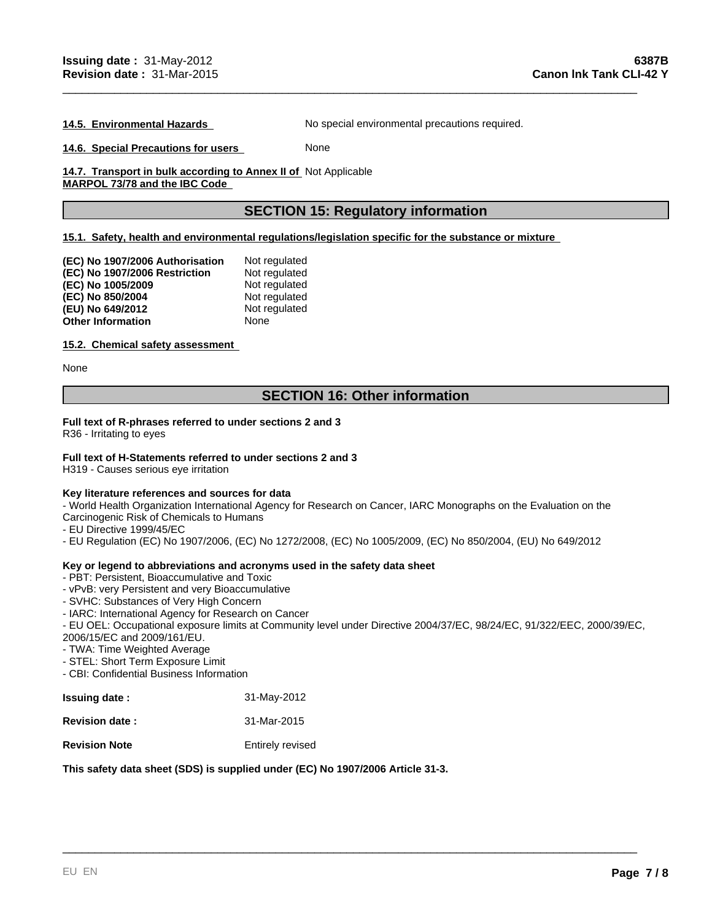**14.5. Environmental Hazards** No special environmental precautions required.

**14.6. Special Precautions for users** None

**14.7. Transport in bulk according to Annex II of MARPOL 73/78 and the IBC Code** Not Applicable

## SECTION 15: Regulatory information

**15.1. Safety, health and environmental regulations/legislation specific for the substance or mixture**

| | |
|---|---|
| **(EC) No 1907/2006 Authorisation** | Not regulated |
| **(EC) No 1907/2006 Restriction** | Not regulated |
| **(EC) No 1005/2009** | Not regulated |
| **(EC) No 850/2004** | Not regulated |
| **(EU) No 649/2012** | Not regulated |
| **Other Information** | None |

**15.2. Chemical safety assessment**

None

## SECTION 16: Other information

**Full text of R-phrases referred to under sections 2 and 3**
R36 - Irritating to eyes

**Full text of H-Statements referred to under sections 2 and 3**
H319 - Causes serious eye irritation

**Key literature references and sources for data**
- World Health Organization International Agency for Research on Cancer, IARC Monographs on the Evaluation on the Carcinogenic Risk of Chemicals to Humans
- EU Directive 1999/45/EC
- EU Regulation (EC) No 1907/2006, (EC) No 1272/2008, (EC) No 1005/2009, (EC) No 850/2004, (EU) No 649/2012

**Key or legend to abbreviations and acronyms used in the safety data sheet**
- PBT: Persistent, Bioaccumulative and Toxic
- vPvB: very Persistent and very Bioaccumulative
- SVHC: Substances of Very High Concern
- IARC: International Agency for Research on Cancer
- EU OEL: Occupational exposure limits at Community level under Directive 2004/37/EC, 98/24/EC, 91/322/EEC, 2000/39/EC, 2006/15/EC and 2009/161/EU.
- TWA: Time Weighted Average
- STEL: Short Term Exposure Limit
- CBI: Confidential Business Information

| | |
|---|---|
| **Issuing date :** | 31-May-2012 |
| **Revision date :** | 31-Mar-2015 |
| **Revision Note** | Entirely revised |

**This safety data sheet (SDS) is supplied under (EC) No 1907/2006 Article 31-3.**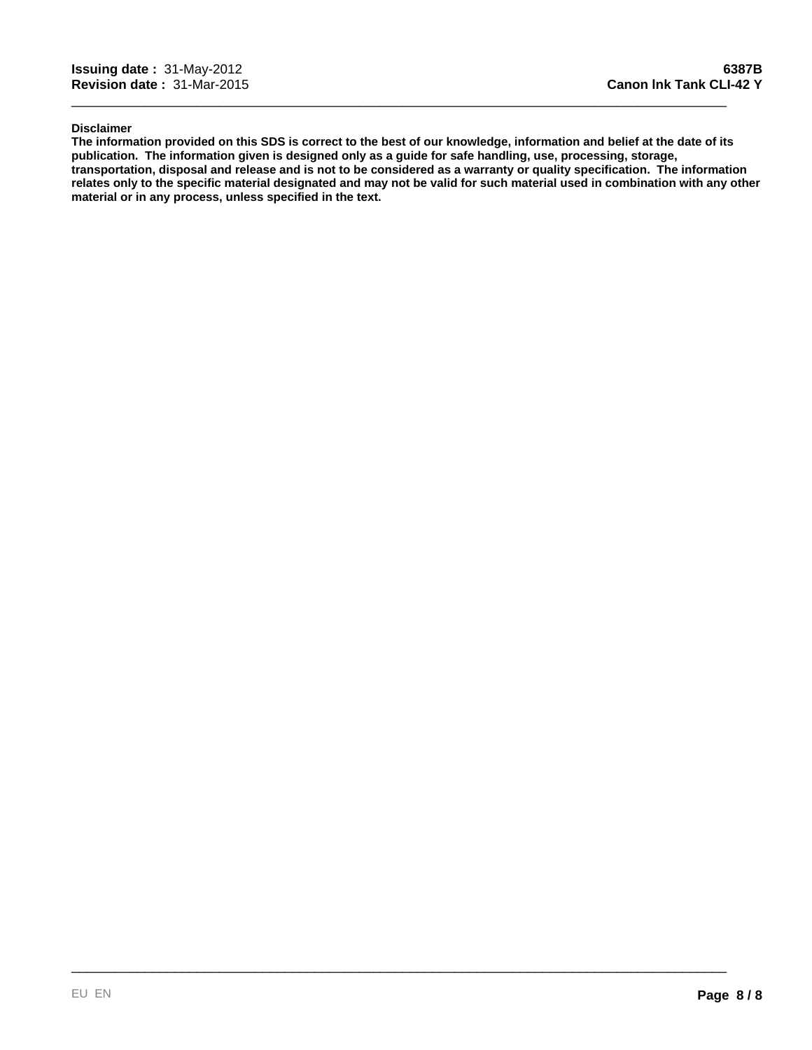**Disclaimer**

**The information provided on this SDS is correct to the best of our knowledge, information and belief at the date of its publication. The information given is designed only as a guide for safe handling, use, processing, storage, transportation, disposal and release and is not to be considered as a warranty or quality specification. The information relates only to the specific material designated and may not be valid for such material used in combination with any other material or in any process, unless specified in the text.**